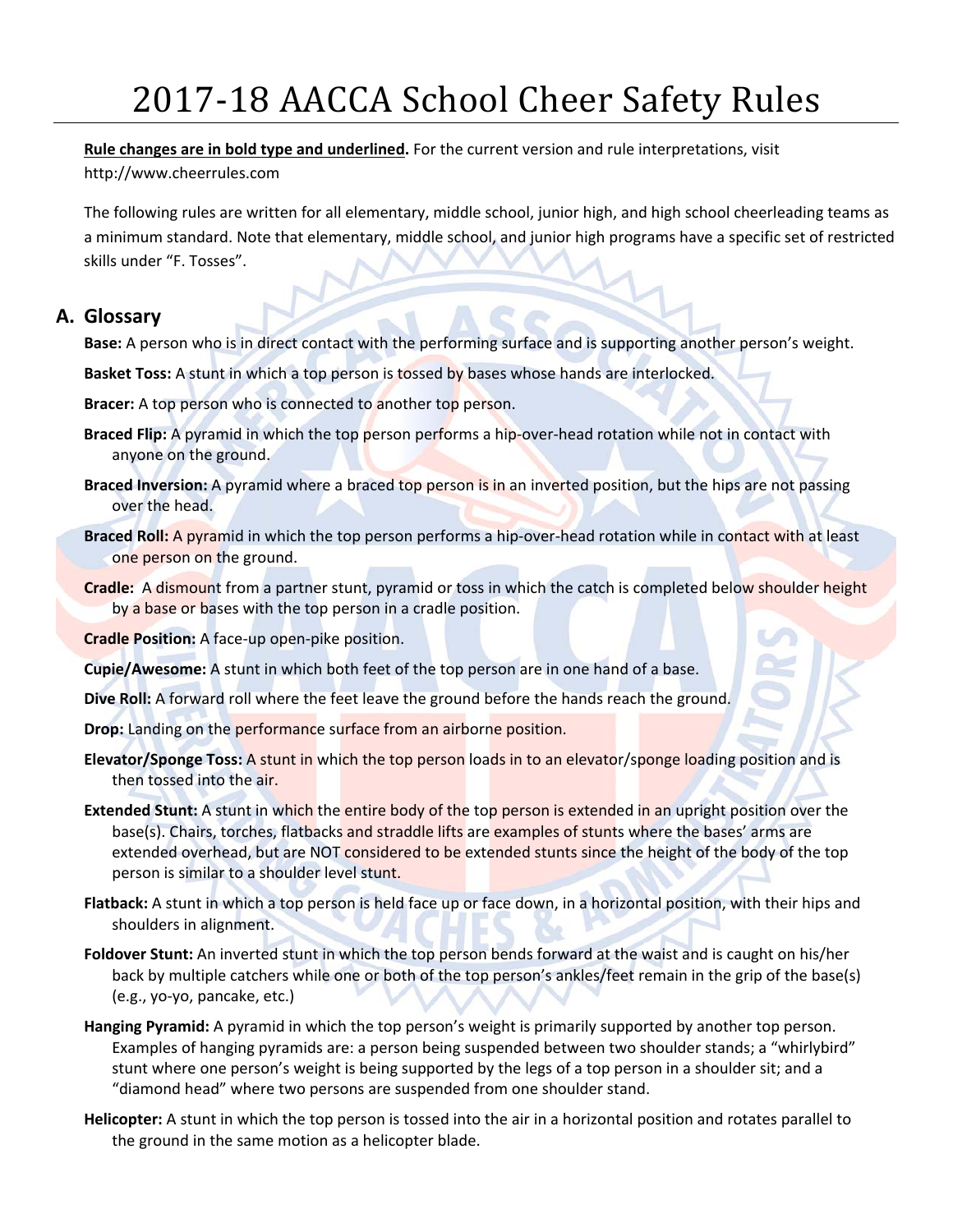# 2017-18 AACCA School Cheer Safety Rules

**Rule changes are in bold type and underlined.** For the current version and rule interpretations, visit http://www.cheerrules.com

The following rules are written for all elementary, middle school, junior high, and high school cheerleading teams as a minimum standard. Note that elementary, middle school, and junior high programs have a specific set of restricted skills under "F. Tosses".

## A. Glossary

**Base:** A person who is in direct contact with the performing surface and is supporting another person's weight.

**Basket Toss:** A stunt in which a top person is tossed by bases whose hands are interlocked.

**Bracer:** A top person who is connected to another top person.

**Braced Flip:** A pyramid in which the top person performs a hip-over-head rotation while not in contact with anyone on the ground.

**Braced Inversion:** A pyramid where a braced top person is in an inverted position, but the hips are not passing over the head.

**Braced Roll:** A pyramid in which the top person performs a hip-over-head rotation while in contact with at least one person on the ground.

**Cradle:** A dismount from a partner stunt, pyramid or toss in which the catch is completed below shoulder height by a base or bases with the top person in a cradle position.

**Cradle Position:** A face-up open-pike position.

**Cupie/Awesome:** A stunt in which both feet of the top person are in one hand of a base.

**Dive Roll:** A forward roll where the feet leave the ground before the hands reach the ground.

**Drop:** Landing on the performance surface from an airborne position.

**Elevator/Sponge Toss:** A stunt in which the top person loads in to an elevator/sponge loading position and is then tossed into the air.

**Extended Stunt:** A stunt in which the entire body of the top person is extended in an upright position over the base(s). Chairs, torches, flatbacks and straddle lifts are examples of stunts where the bases' arms are extended overhead, but are NOT considered to be extended stunts since the height of the body of the top person is similar to a shoulder level stunt.

**Flatback:** A stunt in which a top person is held face up or face down, in a horizontal position, with their hips and shoulders in alignment.

**Foldover Stunt:** An inverted stunt in which the top person bends forward at the waist and is caught on his/her back by multiple catchers while one or both of the top person's ankles/feet remain in the grip of the base(s) (e.g., yo-yo, pancake, etc.)

**Hanging Pyramid:** A pyramid in which the top person's weight is primarily supported by another top person. Examples of hanging pyramids are: a person being suspended between two shoulder stands; a "whirlybird" stunt where one person's weight is being supported by the legs of a top person in a shoulder sit; and a "diamond head" where two persons are suspended from one shoulder stand.

**Helicopter:** A stunt in which the top person is tossed into the air in a horizontal position and rotates parallel to the ground in the same motion as a helicopter blade.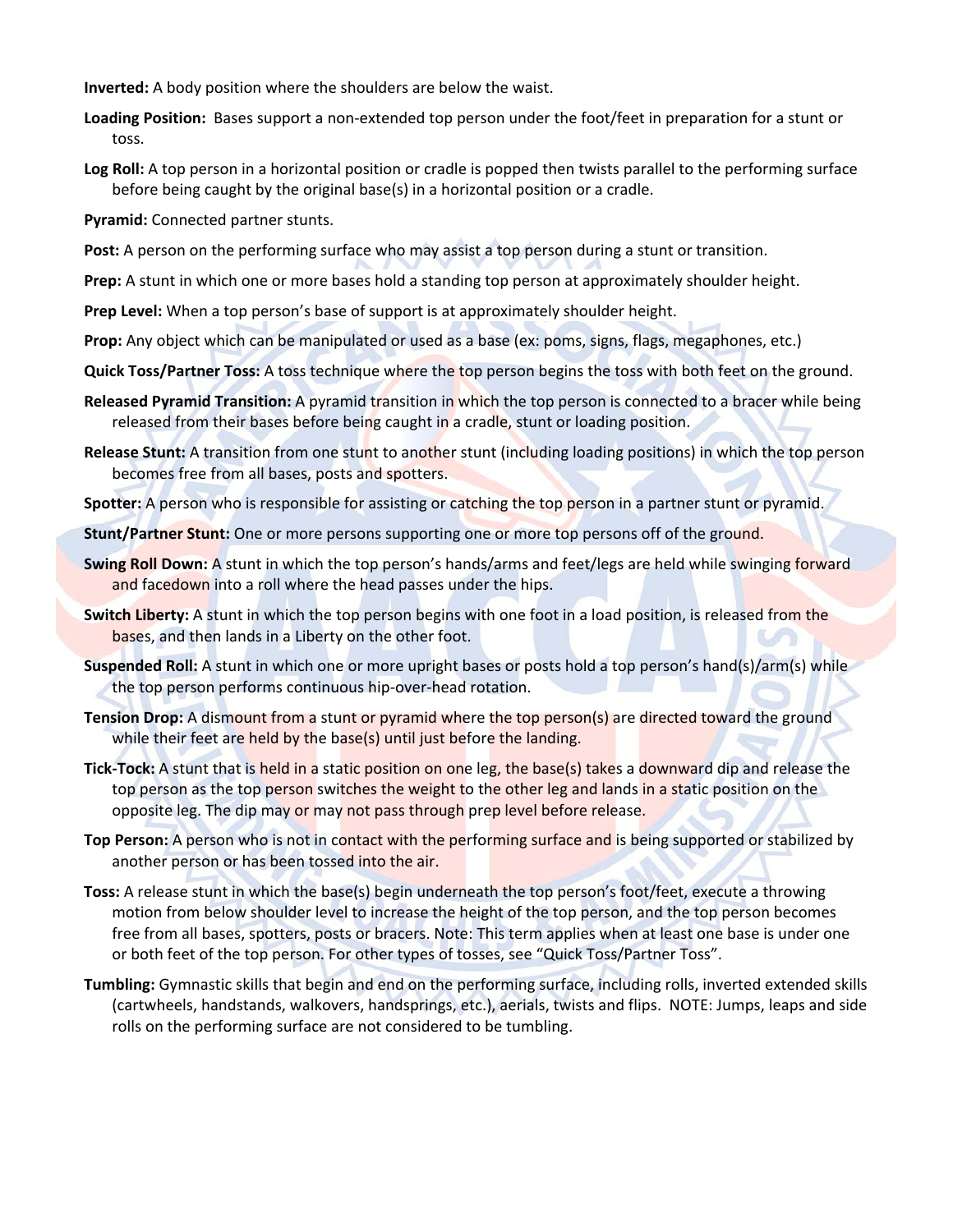**Inverted:** A body position where the shoulders are below the waist.

**Loading Position:** Bases support a non-extended top person under the foot/feet in preparation for a stunt or toss.

**Log Roll:** A top person in a horizontal position or cradle is popped then twists parallel to the performing surface before being caught by the original base(s) in a horizontal position or a cradle.

**Pyramid:** Connected partner stunts.

**Post:** A person on the performing surface who may assist a top person during a stunt or transition.

**Prep:** A stunt in which one or more bases hold a standing top person at approximately shoulder height.

**Prep Level:** When a top person's base of support is at approximately shoulder height.

**Prop:** Any object which can be manipulated or used as a base (ex: poms, signs, flags, megaphones, etc.)

**Quick Toss/Partner Toss:** A toss technique where the top person begins the toss with both feet on the ground.

**Released Pyramid Transition:** A pyramid transition in which the top person is connected to a bracer while being released from their bases before being caught in a cradle, stunt or loading position.

**Release Stunt:** A transition from one stunt to another stunt (including loading positions) in which the top person becomes free from all bases, posts and spotters.

**Spotter:** A person who is responsible for assisting or catching the top person in a partner stunt or pyramid.

**Stunt/Partner Stunt:** One or more persons supporting one or more top persons off of the ground.

**Swing Roll Down:** A stunt in which the top person's hands/arms and feet/legs are held while swinging forward and facedown into a roll where the head passes under the hips.

**Switch Liberty:** A stunt in which the top person begins with one foot in a load position, is released from the bases, and then lands in a Liberty on the other foot.

**Suspended Roll:** A stunt in which one or more upright bases or posts hold a top person's hand(s)/arm(s) while the top person performs continuous hip-over-head rotation.

**Tension Drop:** A dismount from a stunt or pyramid where the top person(s) are directed toward the ground while their feet are held by the base(s) until just before the landing.

**Tick-Tock:** A stunt that is held in a static position on one leg, the base(s) takes a downward dip and release the top person as the top person switches the weight to the other leg and lands in a static position on the opposite leg. The dip may or may not pass through prep level before release.

**Top Person:** A person who is not in contact with the performing surface and is being supported or stabilized by another person or has been tossed into the air.

**Toss:** A release stunt in which the base(s) begin underneath the top person's foot/feet, execute a throwing motion from below shoulder level to increase the height of the top person, and the top person becomes free from all bases, spotters, posts or bracers. Note: This term applies when at least one base is under one or both feet of the top person. For other types of tosses, see "Quick Toss/Partner Toss".

**Tumbling:** Gymnastic skills that begin and end on the performing surface, including rolls, inverted extended skills (cartwheels, handstands, walkovers, handsprings, etc.), aerials, twists and flips. NOTE: Jumps, leaps and side rolls on the performing surface are not considered to be tumbling.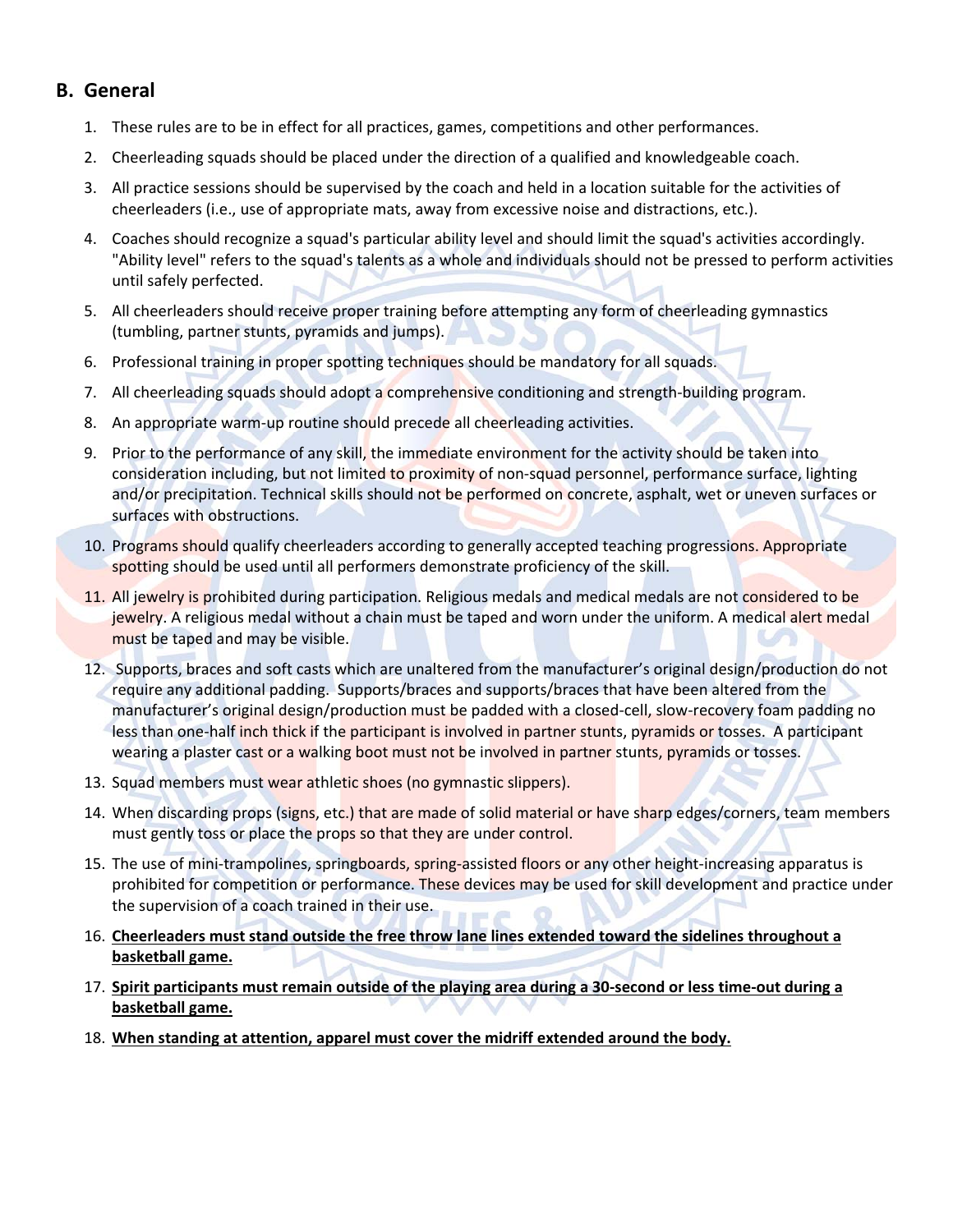## B. General

1. These rules are to be in effect for all practices, games, competitions and other performances.
2. Cheerleading squads should be placed under the direction of a qualified and knowledgeable coach.
3. All practice sessions should be supervised by the coach and held in a location suitable for the activities of cheerleaders (i.e., use of appropriate mats, away from excessive noise and distractions, etc.).
4. Coaches should recognize a squad's particular ability level and should limit the squad's activities accordingly. "Ability level" refers to the squad's talents as a whole and individuals should not be pressed to perform activities until safely perfected.
5. All cheerleaders should receive proper training before attempting any form of cheerleading gymnastics (tumbling, partner stunts, pyramids and jumps).
6. Professional training in proper spotting techniques should be mandatory for all squads.
7. All cheerleading squads should adopt a comprehensive conditioning and strength-building program.
8. An appropriate warm-up routine should precede all cheerleading activities.
9. Prior to the performance of any skill, the immediate environment for the activity should be taken into consideration including, but not limited to proximity of non-squad personnel, performance surface, lighting and/or precipitation. Technical skills should not be performed on concrete, asphalt, wet or uneven surfaces or surfaces with obstructions.
10. Programs should qualify cheerleaders according to generally accepted teaching progressions. Appropriate spotting should be used until all performers demonstrate proficiency of the skill.
11. All jewelry is prohibited during participation. Religious medals and medical medals are not considered to be jewelry. A religious medal without a chain must be taped and worn under the uniform. A medical alert medal must be taped and may be visible.
12. Supports, braces and soft casts which are unaltered from the manufacturer's original design/production do not require any additional padding. Supports/braces and supports/braces that have been altered from the manufacturer's original design/production must be padded with a closed-cell, slow-recovery foam padding no less than one-half inch thick if the participant is involved in partner stunts, pyramids or tosses. A participant wearing a plaster cast or a walking boot must not be involved in partner stunts, pyramids or tosses.
13. Squad members must wear athletic shoes (no gymnastic slippers).
14. When discarding props (signs, etc.) that are made of solid material or have sharp edges/corners, team members must gently toss or place the props so that they are under control.
15. The use of mini-trampolines, springboards, spring-assisted floors or any other height-increasing apparatus is prohibited for competition or performance. These devices may be used for skill development and practice under the supervision of a coach trained in their use.
16. **Cheerleaders must stand outside the free throw lane lines extended toward the sidelines throughout a basketball game.**
17. **Spirit participants must remain outside of the playing area during a 30-second or less time-out during a basketball game.**
18. **When standing at attention, apparel must cover the midriff extended around the body.**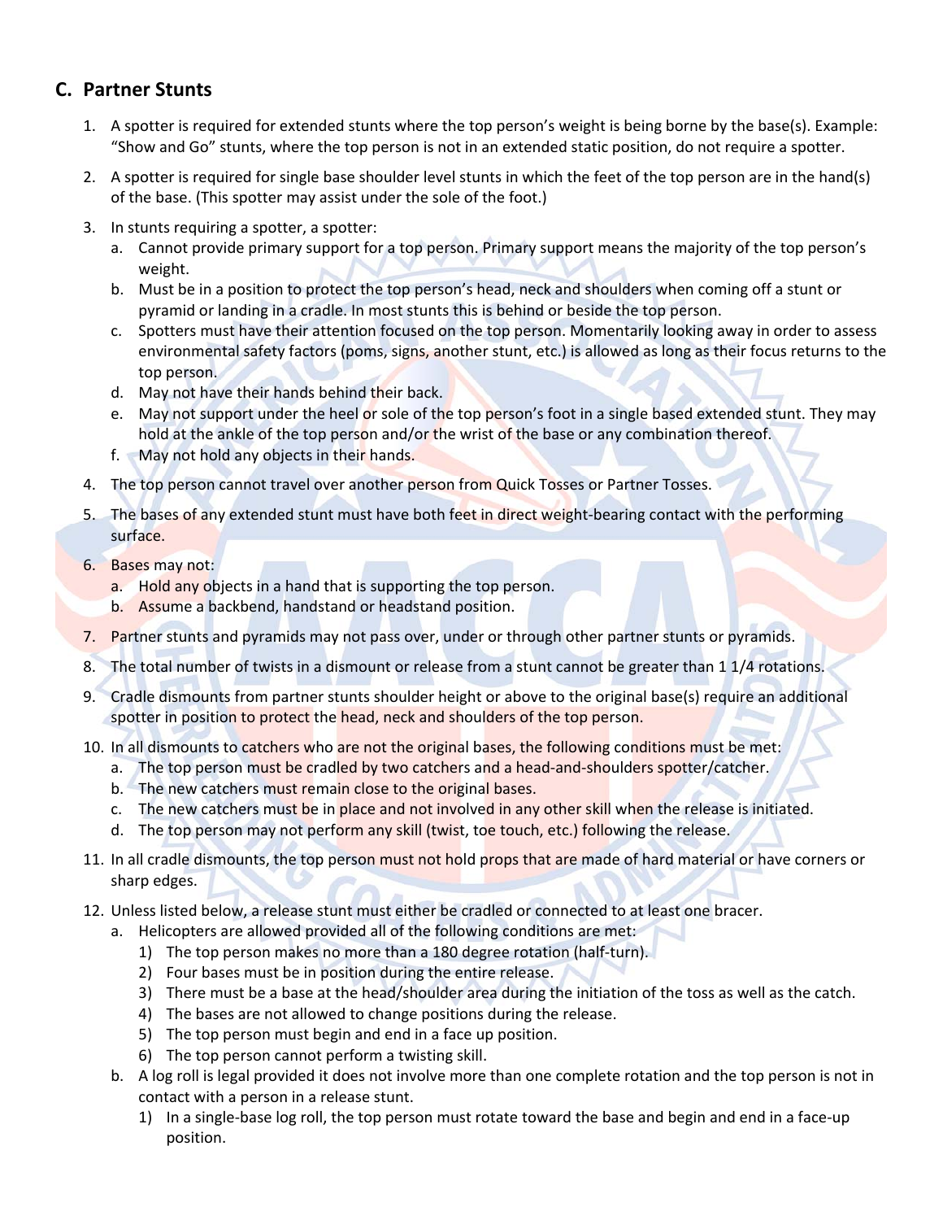## C. Partner Stunts

1. A spotter is required for extended stunts where the top person's weight is being borne by the base(s). Example: "Show and Go" stunts, where the top person is not in an extended static position, do not require a spotter.
2. A spotter is required for single base shoulder level stunts in which the feet of the top person are in the hand(s) of the base. (This spotter may assist under the sole of the foot.)
3. In stunts requiring a spotter, a spotter:
   a. Cannot provide primary support for a top person. Primary support means the majority of the top person's weight.
   b. Must be in a position to protect the top person's head, neck and shoulders when coming off a stunt or pyramid or landing in a cradle. In most stunts this is behind or beside the top person.
   c. Spotters must have their attention focused on the top person. Momentarily looking away in order to assess environmental safety factors (poms, signs, another stunt, etc.) is allowed as long as their focus returns to the top person.
   d. May not have their hands behind their back.
   e. May not support under the heel or sole of the top person's foot in a single based extended stunt. They may hold at the ankle of the top person and/or the wrist of the base or any combination thereof.
   f. May not hold any objects in their hands.
4. The top person cannot travel over another person from Quick Tosses or Partner Tosses.
5. The bases of any extended stunt must have both feet in direct weight-bearing contact with the performing surface.
6. Bases may not:
   a. Hold any objects in a hand that is supporting the top person.
   b. Assume a backbend, handstand or headstand position.
7. Partner stunts and pyramids may not pass over, under or through other partner stunts or pyramids.
8. The total number of twists in a dismount or release from a stunt cannot be greater than 1 1/4 rotations.
9. Cradle dismounts from partner stunts shoulder height or above to the original base(s) require an additional spotter in position to protect the head, neck and shoulders of the top person.
10. In all dismounts to catchers who are not the original bases, the following conditions must be met:
    a. The top person must be cradled by two catchers and a head-and-shoulders spotter/catcher.
    b. The new catchers must remain close to the original bases.
    c. The new catchers must be in place and not involved in any other skill when the release is initiated.
    d. The top person may not perform any skill (twist, toe touch, etc.) following the release.
11. In all cradle dismounts, the top person must not hold props that are made of hard material or have corners or sharp edges.
12. Unless listed below, a release stunt must either be cradled or connected to at least one bracer.
    a. Helicopters are allowed provided all of the following conditions are met:
       1) The top person makes no more than a 180 degree rotation (half-turn).
       2) Four bases must be in position during the entire release.
       3) There must be a base at the head/shoulder area during the initiation of the toss as well as the catch.
       4) The bases are not allowed to change positions during the release.
       5) The top person must begin and end in a face up position.
       6) The top person cannot perform a twisting skill.
    b. A log roll is legal provided it does not involve more than one complete rotation and the top person is not in contact with a person in a release stunt.
       1) In a single-base log roll, the top person must rotate toward the base and begin and end in a face-up position.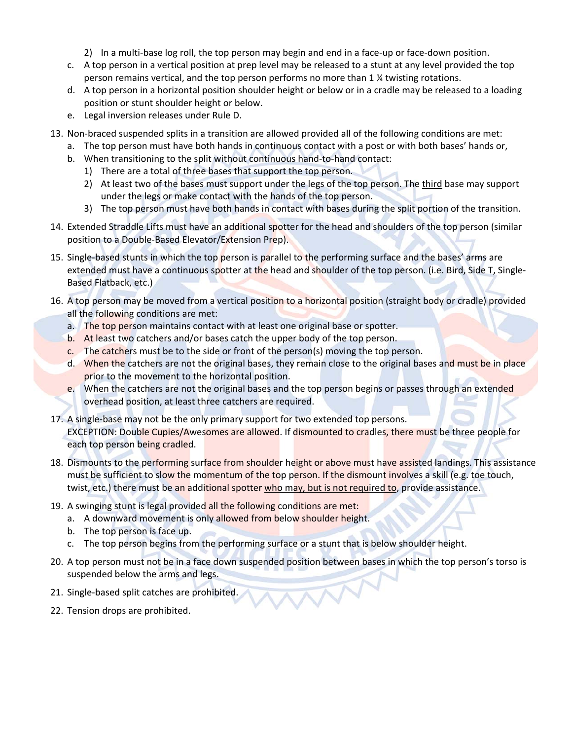2) In a multi-base log roll, the top person may begin and end in a face-up or face-down position.

c. A top person in a vertical position at prep level may be released to a stunt at any level provided the top person remains vertical, and the top person performs no more than 1 ¼ twisting rotations.

d. A top person in a horizontal position shoulder height or below or in a cradle may be released to a loading position or stunt shoulder height or below.

e. Legal inversion releases under Rule D.

13. Non-braced suspended splits in a transition are allowed provided all of the following conditions are met:
    a. The top person must have both hands in continuous contact with a post or with both bases' hands or,
    b. When transitioning to the split without continuous hand-to-hand contact:
       1) There are a total of three bases that support the top person.
       2) At least two of the bases must support under the legs of the top person. The <u>third</u> base may support under the legs or make contact with the hands of the top person.
       3) The top person must have both hands in contact with bases during the split portion of the transition.

14. Extended Straddle Lifts must have an additional spotter for the head and shoulders of the top person (similar position to a Double-Based Elevator/Extension Prep).

15. Single-based stunts in which the top person is parallel to the performing surface and the bases' arms are extended must have a continuous spotter at the head and shoulder of the top person. (i.e. Bird, Side T, Single-Based Flatback, etc.)

16. A top person may be moved from a vertical position to a horizontal position (straight body or cradle) provided all the following conditions are met:
    a. The top person maintains contact with at least one original base or spotter.
    b. At least two catchers and/or bases catch the upper body of the top person.
    c. The catchers must be to the side or front of the person(s) moving the top person.
    d. When the catchers are not the original bases, they remain close to the original bases and must be in place prior to the movement to the horizontal position.
    e. When the catchers are not the original bases and the top person begins or passes through an extended overhead position, at least three catchers are required.

17. A single-base may not be the only primary support for two extended top persons.
    EXCEPTION: Double Cupies/Awesomes are allowed. If dismounted to cradles, there must be three people for each top person being cradled.

18. Dismounts to the performing surface from shoulder height or above must have assisted landings. This assistance must be sufficient to slow the momentum of the top person. If the dismount involves a skill (e.g. toe touch, twist, etc.) there must be an additional spotter <u>who may, but is not required to</u>, provide assistance.

19. A swinging stunt is legal provided all the following conditions are met:
    a. A downward movement is only allowed from below shoulder height.
    b. The top person is face up.
    c. The top person begins from the performing surface or a stunt that is below shoulder height.

20. A top person must not be in a face down suspended position between bases in which the top person's torso is suspended below the arms and legs.

21. Single-based split catches are prohibited.

22. Tension drops are prohibited.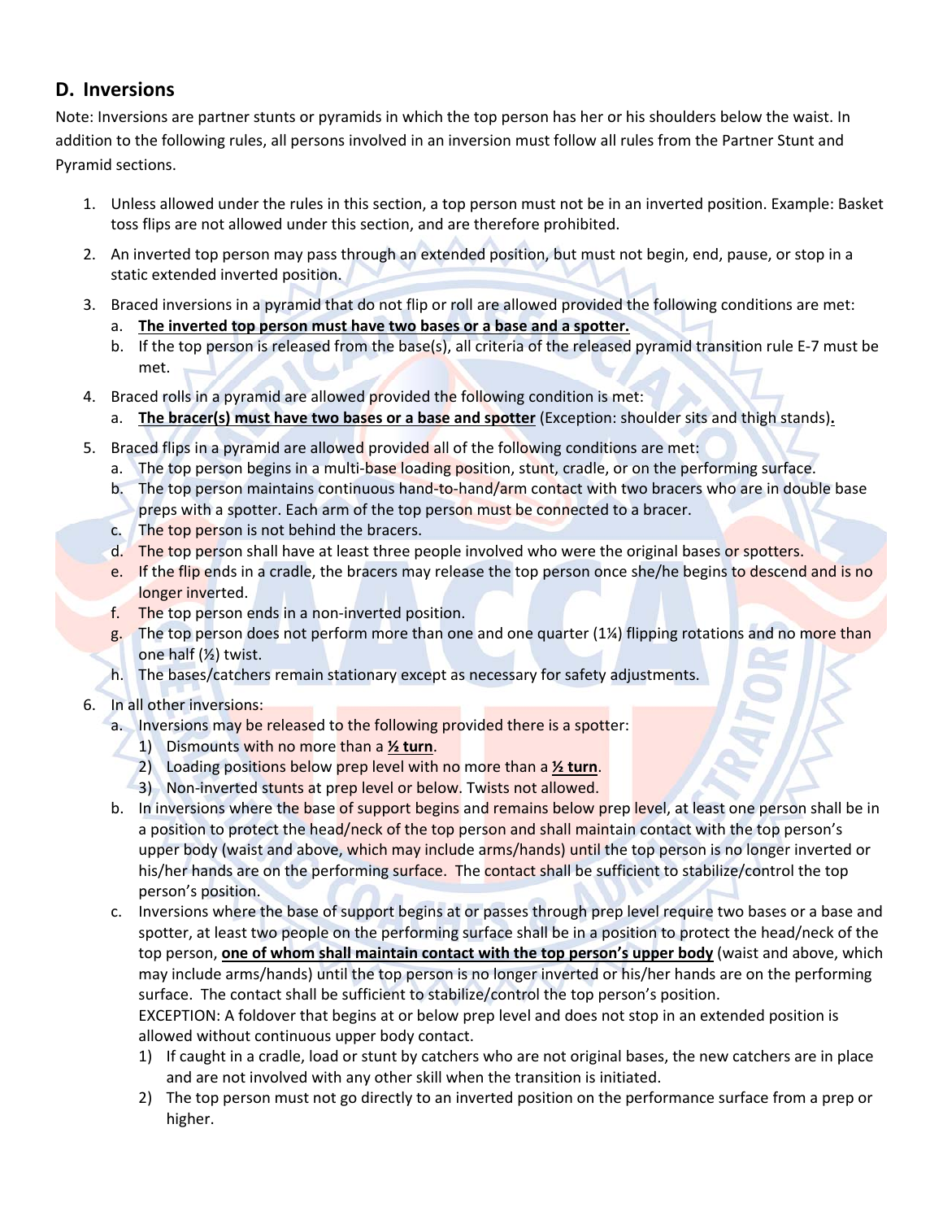## D. Inversions

Note: Inversions are partner stunts or pyramids in which the top person has her or his shoulders below the waist. In addition to the following rules, all persons involved in an inversion must follow all rules from the Partner Stunt and Pyramid sections.

1. Unless allowed under the rules in this section, a top person must not be in an inverted position. Example: Basket toss flips are not allowed under this section, and are therefore prohibited.
2. An inverted top person may pass through an extended position, but must not begin, end, pause, or stop in a static extended inverted position.
3. Braced inversions in a pyramid that do not flip or roll are allowed provided the following conditions are met:
   a. **<u>The inverted top person must have two bases or a base and a spotter.</u>**
   b. If the top person is released from the base(s), all criteria of the released pyramid transition rule E-7 must be met.
4. Braced rolls in a pyramid are allowed provided the following condition is met:
   a. **<u>The bracer(s) must have two bases or a base and spotter</u>** (Exception: shoulder sits and thigh stands)**.**
5. Braced flips in a pyramid are allowed provided all of the following conditions are met:
   a. The top person begins in a multi-base loading position, stunt, cradle, or on the performing surface.
   b. The top person maintains continuous hand-to-hand/arm contact with two bracers who are in double base preps with a spotter. Each arm of the top person must be connected to a bracer.
   c. The top person is not behind the bracers.
   d. The top person shall have at least three people involved who were the original bases or spotters.
   e. If the flip ends in a cradle, the bracers may release the top person once she/he begins to descend and is no longer inverted.
   f. The top person ends in a non-inverted position.
   g. The top person does not perform more than one and one quarter (1¼) flipping rotations and no more than one half (½) twist.
   h. The bases/catchers remain stationary except as necessary for safety adjustments.
6. In all other inversions:
   a. Inversions may be released to the following provided there is a spotter:
      1) Dismounts with no more than a **<u>½ turn</u>**.
      2) Loading positions below prep level with no more than a **<u>½ turn</u>**.
      3) Non-inverted stunts at prep level or below. Twists not allowed.
   b. In inversions where the base of support begins and remains below prep level, at least one person shall be in a position to protect the head/neck of the top person and shall maintain contact with the top person's upper body (waist and above, which may include arms/hands) until the top person is no longer inverted or his/her hands are on the performing surface. The contact shall be sufficient to stabilize/control the top person's position.
   c. Inversions where the base of support begins at or passes through prep level require two bases or a base and spotter, at least two people on the performing surface shall be in a position to protect the head/neck of the top person, **<u>one of whom shall maintain contact with the top person's upper body</u>** (waist and above, which may include arms/hands) until the top person is no longer inverted or his/her hands are on the performing surface. The contact shall be sufficient to stabilize/control the top person's position.
      EXCEPTION: A foldover that begins at or below prep level and does not stop in an extended position is allowed without continuous upper body contact.
      1) If caught in a cradle, load or stunt by catchers who are not original bases, the new catchers are in place and are not involved with any other skill when the transition is initiated.
      2) The top person must not go directly to an inverted position on the performance surface from a prep or higher.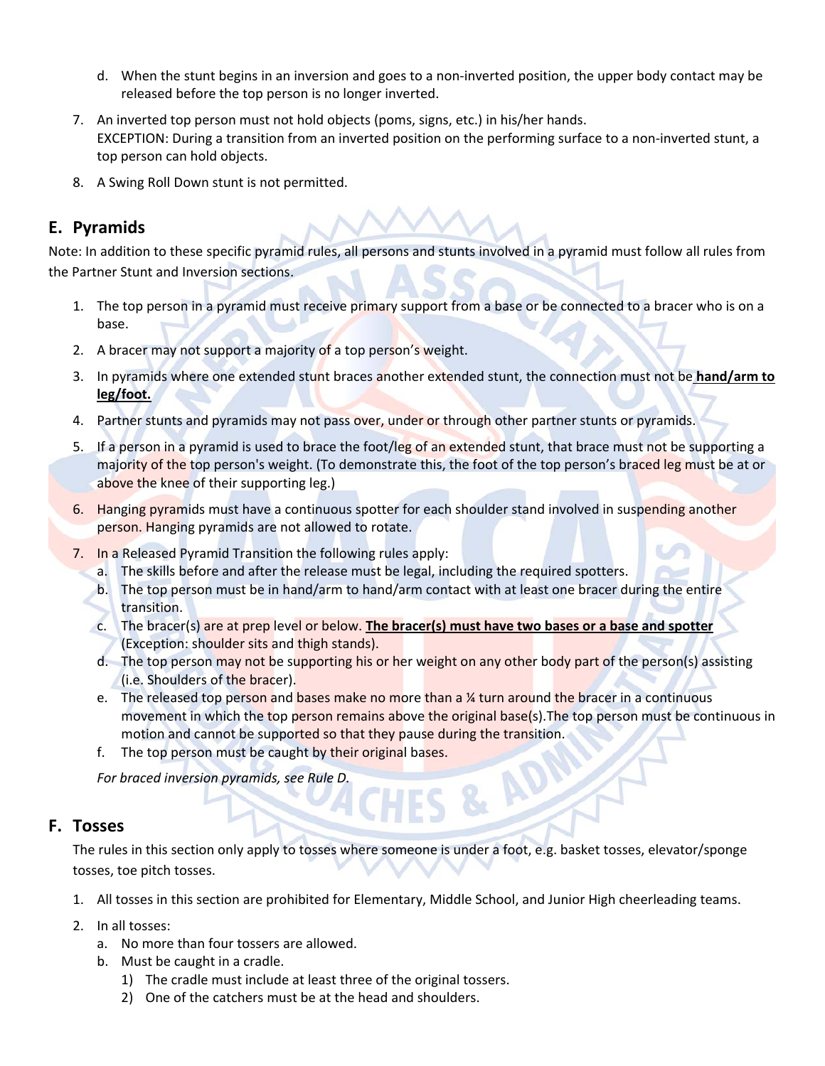d. When the stunt begins in an inversion and goes to a non-inverted position, the upper body contact may be released before the top person is no longer inverted.

7. An inverted top person must not hold objects (poms, signs, etc.) in his/her hands.
   EXCEPTION: During a transition from an inverted position on the performing surface to a non-inverted stunt, a top person can hold objects.

8. A Swing Roll Down stunt is not permitted.

## E. Pyramids

Note: In addition to these specific pyramid rules, all persons and stunts involved in a pyramid must follow all rules from the Partner Stunt and Inversion sections.

1. The top person in a pyramid must receive primary support from a base or be connected to a bracer who is on a base.
2. A bracer may not support a majority of a top person's weight.
3. In pyramids where one extended stunt braces another extended stunt, the connection must not be **<u>hand/arm to leg/foot.</u>**
4. Partner stunts and pyramids may not pass over, under or through other partner stunts or pyramids.
5. If a person in a pyramid is used to brace the foot/leg of an extended stunt, that brace must not be supporting a majority of the top person's weight. (To demonstrate this, the foot of the top person's braced leg must be at or above the knee of their supporting leg.)
6. Hanging pyramids must have a continuous spotter for each shoulder stand involved in suspending another person. Hanging pyramids are not allowed to rotate.
7. In a Released Pyramid Transition the following rules apply:
   a. The skills before and after the release must be legal, including the required spotters.
   b. The top person must be in hand/arm to hand/arm contact with at least one bracer during the entire transition.
   c. The bracer(s) are at prep level or below. **<u>The bracer(s) must have two bases or a base and spotter</u>** (Exception: shoulder sits and thigh stands).
   d. The top person may not be supporting his or her weight on any other body part of the person(s) assisting (i.e. Shoulders of the bracer).
   e. The released top person and bases make no more than a ¼ turn around the bracer in a continuous movement in which the top person remains above the original base(s).The top person must be continuous in motion and cannot be supported so that they pause during the transition.
   f. The top person must be caught by their original bases.

   *For braced inversion pyramids, see Rule D.*

## F. Tosses

The rules in this section only apply to tosses where someone is under a foot, e.g. basket tosses, elevator/sponge tosses, toe pitch tosses.

1. All tosses in this section are prohibited for Elementary, Middle School, and Junior High cheerleading teams.
2. In all tosses:
   a. No more than four tossers are allowed.
   b. Must be caught in a cradle.
      1) The cradle must include at least three of the original tossers.
      2) One of the catchers must be at the head and shoulders.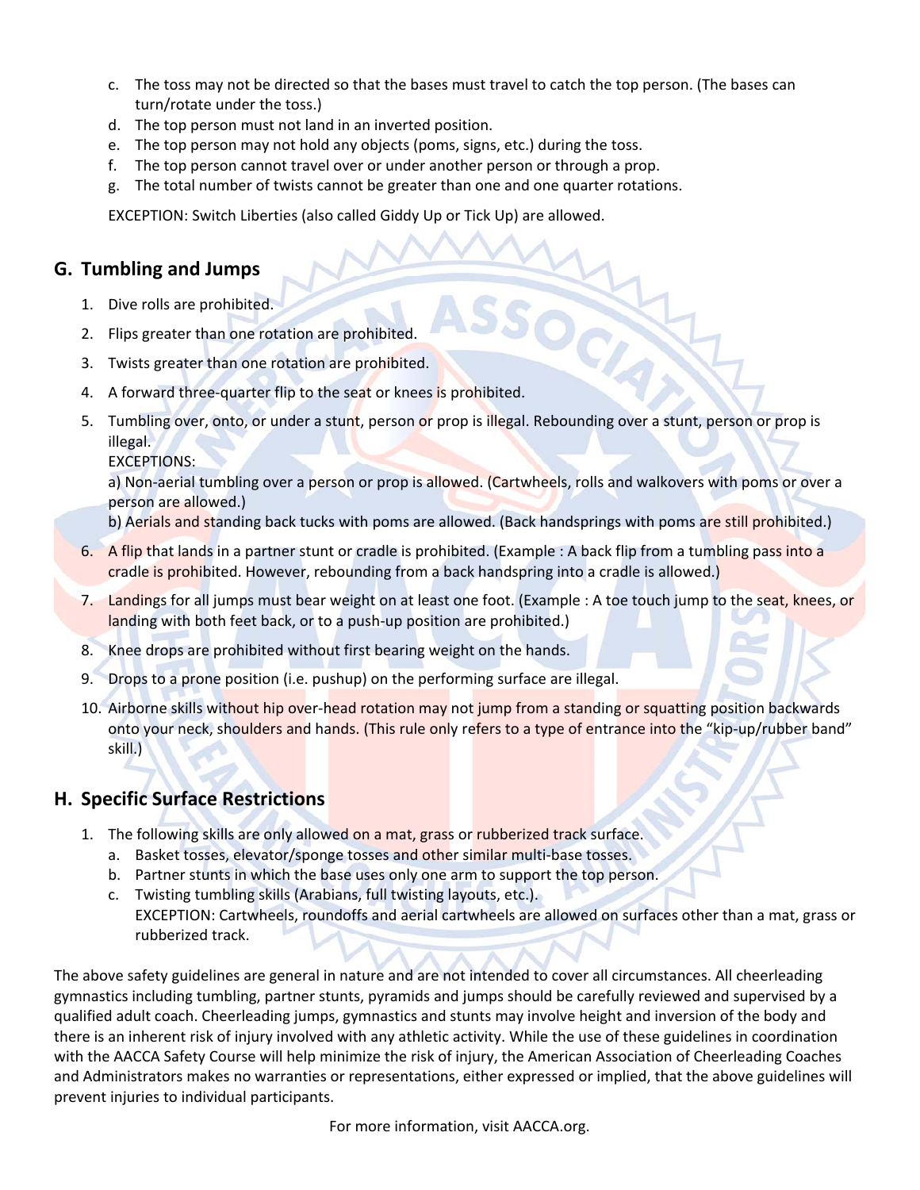c. The toss may not be directed so that the bases must travel to catch the top person. (The bases can turn/rotate under the toss.)
d. The top person must not land in an inverted position.
e. The top person may not hold any objects (poms, signs, etc.) during the toss.
f. The top person cannot travel over or under another person or through a prop.
g. The total number of twists cannot be greater than one and one quarter rotations.

EXCEPTION: Switch Liberties (also called Giddy Up or Tick Up) are allowed.

## G. Tumbling and Jumps

1. Dive rolls are prohibited.
2. Flips greater than one rotation are prohibited.
3. Twists greater than one rotation are prohibited.
4. A forward three-quarter flip to the seat or knees is prohibited.
5. Tumbling over, onto, or under a stunt, person or prop is illegal. Rebounding over a stunt, person or prop is illegal.
   EXCEPTIONS:
   a) Non-aerial tumbling over a person or prop is allowed. (Cartwheels, rolls and walkovers with poms or over a person are allowed.)
   b) Aerials and standing back tucks with poms are allowed. (Back handsprings with poms are still prohibited.)
6. A flip that lands in a partner stunt or cradle is prohibited. (Example : A back flip from a tumbling pass into a cradle is prohibited. However, rebounding from a back handspring into a cradle is allowed.)
7. Landings for all jumps must bear weight on at least one foot. (Example : A toe touch jump to the seat, knees, or landing with both feet back, or to a push-up position are prohibited.)
8. Knee drops are prohibited without first bearing weight on the hands.
9. Drops to a prone position (i.e. pushup) on the performing surface are illegal.
10. Airborne skills without hip over-head rotation may not jump from a standing or squatting position backwards onto your neck, shoulders and hands. (This rule only refers to a type of entrance into the "kip-up/rubber band" skill.)

## H. Specific Surface Restrictions

1. The following skills are only allowed on a mat, grass or rubberized track surface.
   a. Basket tosses, elevator/sponge tosses and other similar multi-base tosses.
   b. Partner stunts in which the base uses only one arm to support the top person.
   c. Twisting tumbling skills (Arabians, full twisting layouts, etc.).
      EXCEPTION: Cartwheels, roundoffs and aerial cartwheels are allowed on surfaces other than a mat, grass or rubberized track.

The above safety guidelines are general in nature and are not intended to cover all circumstances. All cheerleading gymnastics including tumbling, partner stunts, pyramids and jumps should be carefully reviewed and supervised by a qualified adult coach. Cheerleading jumps, gymnastics and stunts may involve height and inversion of the body and there is an inherent risk of injury involved with any athletic activity. While the use of these guidelines in coordination with the AACCA Safety Course will help minimize the risk of injury, the American Association of Cheerleading Coaches and Administrators makes no warranties or representations, either expressed or implied, that the above guidelines will prevent injuries to individual participants.

For more information, visit AACCA.org.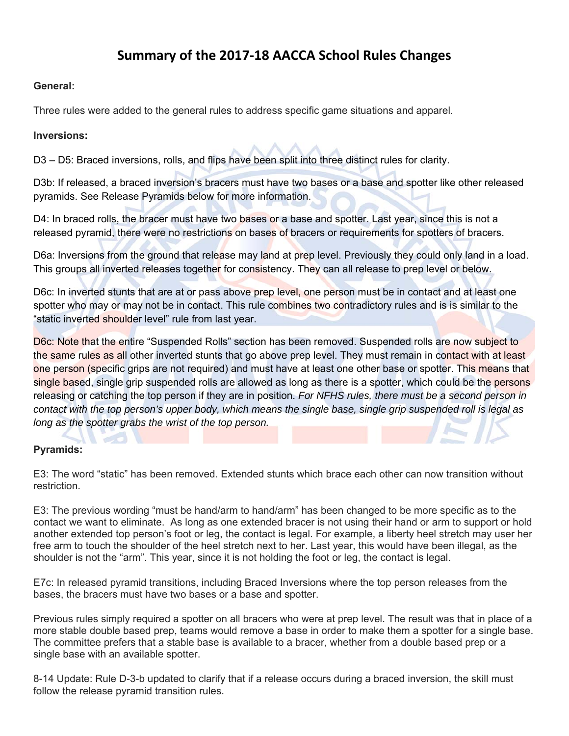# Summary of the 2017-18 AACCA School Rules Changes

**General:**

Three rules were added to the general rules to address specific game situations and apparel.

**Inversions:**

D3 – D5: Braced inversions, rolls, and flips have been split into three distinct rules for clarity.

D3b: If released, a braced inversion's bracers must have two bases or a base and spotter like other released pyramids. See Release Pyramids below for more information.

D4: In braced rolls, the bracer must have two bases or a base and spotter. Last year, since this is not a released pyramid, there were no restrictions on bases of bracers or requirements for spotters of bracers.

D6a: Inversions from the ground that release may land at prep level. Previously they could only land in a load. This groups all inverted releases together for consistency. They can all release to prep level or below.

D6c: In inverted stunts that are at or pass above prep level, one person must be in contact and at least one spotter who may or may not be in contact. This rule combines two contradictory rules and is is similar to the "static inverted shoulder level" rule from last year.

D6c: Note that the entire "Suspended Rolls" section has been removed. Suspended rolls are now subject to the same rules as all other inverted stunts that go above prep level. They must remain in contact with at least one person (specific grips are not required) and must have at least one other base or spotter. This means that single based, single grip suspended rolls are allowed as long as there is a spotter, which could be the persons releasing or catching the top person if they are in position. *For NFHS rules, there must be a second person in contact with the top person's upper body, which means the single base, single grip suspended roll is legal as long as the spotter grabs the wrist of the top person.*

**Pyramids:**

E3: The word "static" has been removed. Extended stunts which brace each other can now transition without restriction.

E3: The previous wording "must be hand/arm to hand/arm" has been changed to be more specific as to the contact we want to eliminate. As long as one extended bracer is not using their hand or arm to support or hold another extended top person's foot or leg, the contact is legal. For example, a liberty heel stretch may user her free arm to touch the shoulder of the heel stretch next to her. Last year, this would have been illegal, as the shoulder is not the "arm". This year, since it is not holding the foot or leg, the contact is legal.

E7c: In released pyramid transitions, including Braced Inversions where the top person releases from the bases, the bracers must have two bases or a base and spotter.

Previous rules simply required a spotter on all bracers who were at prep level. The result was that in place of a more stable double based prep, teams would remove a base in order to make them a spotter for a single base. The committee prefers that a stable base is available to a bracer, whether from a double based prep or a single base with an available spotter.

8-14 Update: Rule D-3-b updated to clarify that if a release occurs during a braced inversion, the skill must follow the release pyramid transition rules.